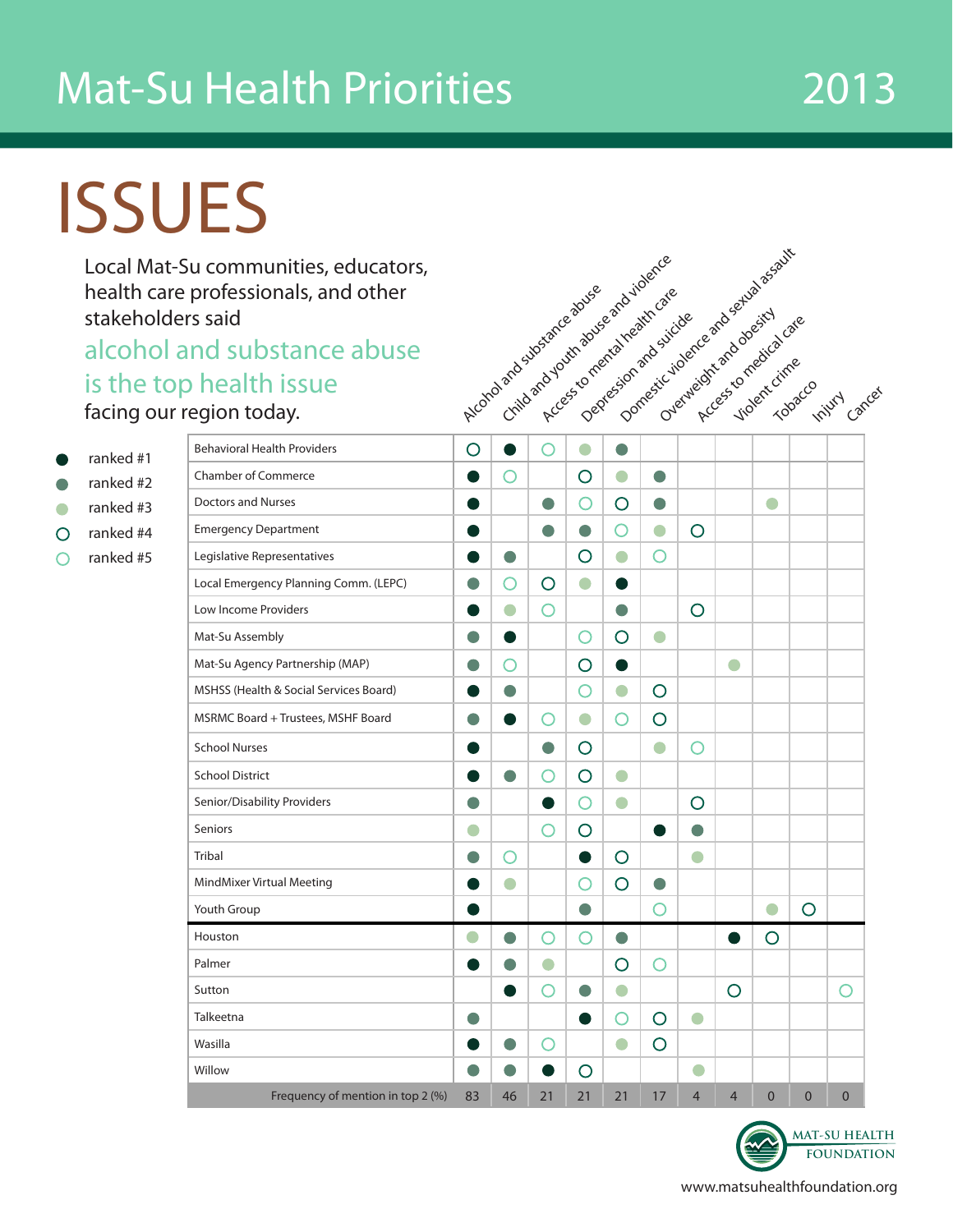# Mat-Su Health Priorities 2013

# ISSUES

Local Mat-Su communities, educators, health care professionals, and other stakeholders said **alcohol and substance abuse is the top health issue** facing our region today.

Legend:
- ● (dark filled) ranked #1
- ● (medium filled) ranked #2
- ● (light filled) ranked #3
- ○ (dark outline) ranked #4
- ○ (light outline) ranked #5

| | Alcohol and substance abuse | Child and youth abuse and violence | Access to mental health care | Depression and suicide | Domestic violence and sexual assault | Overweight and obesity | Access to medical care | Violent crime | Tobacco | Injury | Cancer |
|---|---|---|---|---|---|---|---|---|---|---|---|
| Behavioral Health Providers | 5 | 1 | 5 | 3 | 2 | | | | | | |
| Chamber of Commerce | 1 | 5 | | 4 | 3 | 2 | | | | | |
| Doctors and Nurses | 1 | | 2 | 5 | 4 | 2 | | | 3 | | |
| Emergency Department | 1 | | 2 | 2 | 5 | 3 | 4 | | | | |
| Legislative Representatives | 1 | 2 | | 4 | 3 | 5 | | | | | |
| Local Emergency Planning Comm. (LEPC) | 2 | 5 | 4 | 3 | 1 | | | | | | |
| Low Income Providers | 1 | 3 | 5 | | 2 | | 4 | | | | |
| Mat-Su Assembly | 2 | 1 | | 5 | 4 | 3 | | | | | |
| Mat-Su Agency Partnership (MAP) | 2 | 5 | | 4 | 1 | | | 3 | | | |
| MSHSS (Health & Social Services Board) | 1 | 2 | | 5 | 3 | 4 | | | | | |
| MSRMC Board + Trustees, MSHF Board | 2 | 1 | 5 | 3 | 5 | 4 | | | | | |
| School Nurses | 1 | | 2 | 4 | | 3 | 5 | | | | |
| School District | 1 | 2 | 5 | 4 | 3 | | | | | | |
| Senior/Disability Providers | 2 | | 1 | 5 | 3 | | 4 | | | | |
| Seniors | 3 | | 5 | 4 | | 1 | 2 | | | | |
| Tribal | 2 | 5 | | 1 | 4 | | 3 | | | | |
| MindMixer Virtual Meeting | 1 | 3 | | 5 | 4 | 2 | | | | | |
| Youth Group | 1 | | | 2 | | 5 | | | 3 | 4 | |
| Houston | 3 | 2 | 5 | 5 | 2 | | | 1 | 4 | | |
| Palmer | 1 | 2 | 3 | | 4 | 5 | | | | | |
| Sutton | | 1 | 5 | 2 | 3 | | | 4 | | | 5 |
| Talkeetna | 2 | | | 1 | 5 | 4 | 3 | | | | |
| Wasilla | 1 | 2 | 5 | | 3 | 4 | | | | | |
| Willow | 2 | 2 | 1 | 4 | | | 3 | | | | |
| Frequency of mention in top 2 (%) | 83 | 46 | 21 | 21 | 21 | 17 | 4 | 4 | 0 | 0 | 0 |

MAT-SU HEALTH FOUNDATION

www.matsuhealthfoundation.org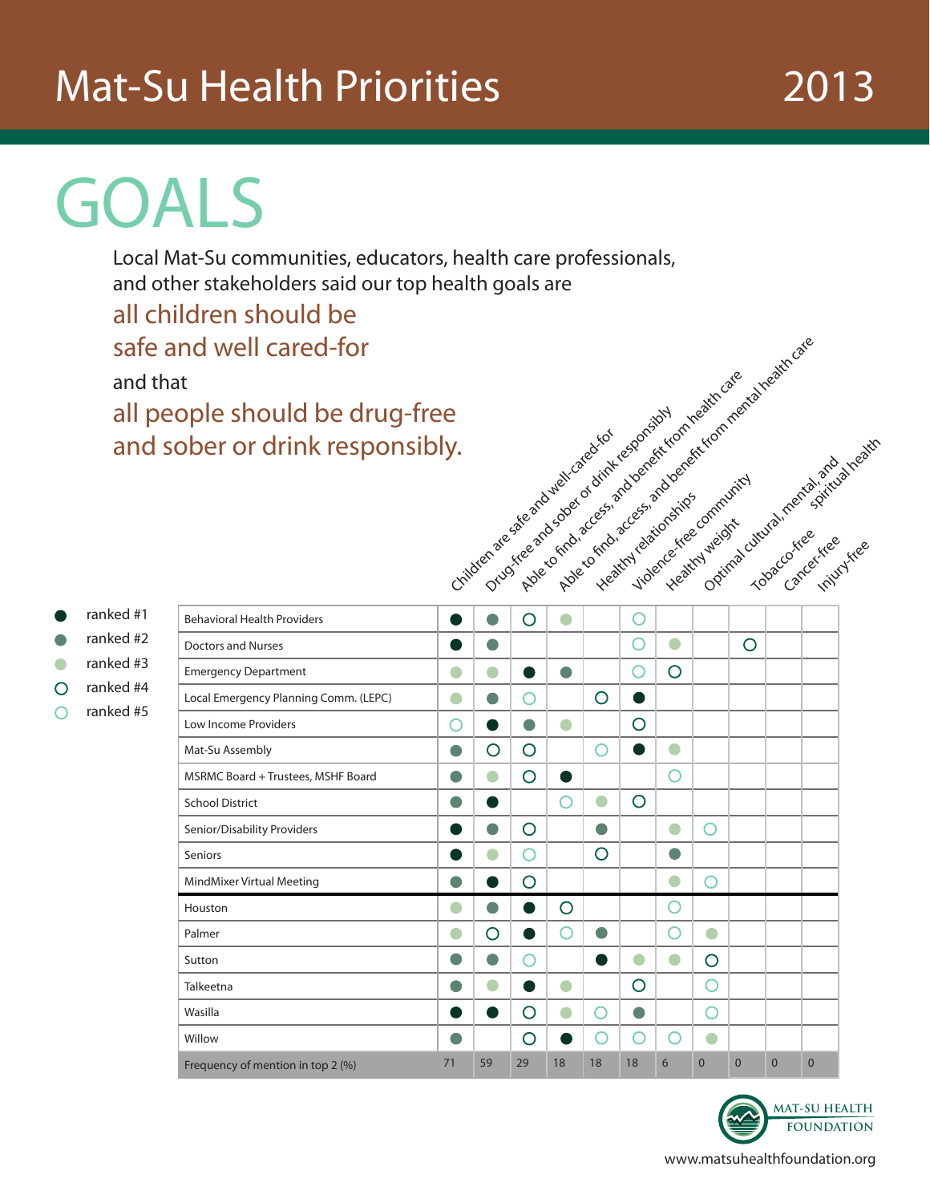# Mat-Su Health Priorities 2013

# GOALS

Local Mat-Su communities, educators, health care professionals, and other stakeholders said our top health goals are

all children should be safe and well cared-for

and that

all people should be drug-free and sober or drink responsibly.

Legend:

- ● (dark) ranked #1
- ● (medium) ranked #2
- ● (light) ranked #3
- ○ (dark) ranked #4
- ○ (light) ranked #5

| | Children are safe and well-cared-for | Drug-free and sober or drink responsibly | Able to find, access, and benefit from health care | Able to find, access, and benefit from mental health care | Healthy relationships | Violence-free community | Healthy weight | Optimal cultural, mental, and spiritual health | Tobacco-free | Cancer-free | Injury-free |
|---|---|---|---|---|---|---|---|---|---|---|---|
| Behavioral Health Providers | #1 | #2 | #4 | #3 | | #5 | | | | | |
| Doctors and Nurses | #1 | #2 | | | | #5 | #3 | | #4 | | |
| Emergency Department | #3 | #3 | #1 | #2 | | #5 | #4 | | | | |
| Local Emergency Planning Comm. (LEPC) | #3 | #2 | #5 | | #4 | #1 | | | | | |
| Low Income Providers | #5 | #1 | #2 | #3 | | #4 | | | | | |
| Mat-Su Assembly | #2 | #4 | #4 | | #5 | #1 | #3 | | | | |
| MSRMC Board + Trustees, MSHF Board | #2 | #3 | #4 | #1 | | | #5 | | | | |
| School District | #2 | #1 | | #5 | #3 | #4 | | | | | |
| Senior/Disability Providers | #1 | #2 | #4 | | #2 | | #3 | #5 | | | |
| Seniors | #1 | #3 | #5 | | #4 | | #2 | | | | |
| MindMixer Virtual Meeting | #2 | #1 | #4 | | | | #3 | #5 | | | |
| Houston | #3 | #2 | #1 | #4 | | | #5 | | | | |
| Palmer | #3 | #4 | #1 | #5 | #2 | | #5 | #3 | | | |
| Sutton | #2 | #2 | #5 | | #1 | #3 | #3 | #4 | | | |
| Talkeetna | #2 | #3 | #1 | #3 | | #4 | | #5 | | | |
| Wasilla | #1 | #1 | #4 | #3 | #5 | #2 | | #5 | | | |
| Willow | #2 | | #4 | #1 | #5 | #5 | #5 | #3 | | | |
| Frequency of mention in top 2 (%) | 71 | 59 | 29 | 18 | 18 | 18 | 6 | 0 | 0 | 0 | 0 |

MAT-SU HEALTH FOUNDATION

www.matsuhealthfoundation.org